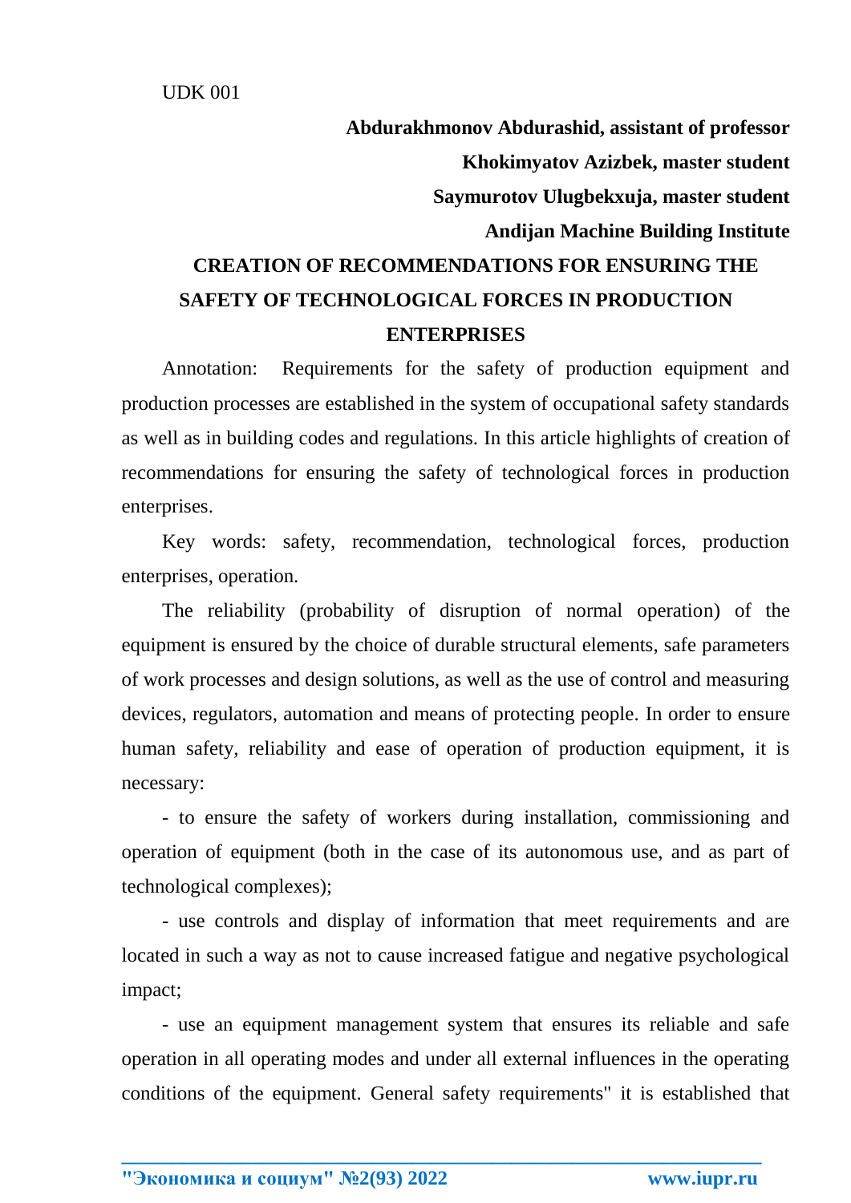UDK 001

**Abdurakhmonov Abdurashid, assistant of professor**

**Khokimyatov Azizbek, master student**

**Saymurotov Ulugbekxuja, master student**

**Andijan Machine Building Institute**

# CREATION OF RECOMMENDATIONS FOR ENSURING THE SAFETY OF TECHNOLOGICAL FORCES IN PRODUCTION ENTERPRISES

Annotation: Requirements for the safety of production equipment and production processes are established in the system of occupational safety standards as well as in building codes and regulations. In this article highlights of creation of recommendations for ensuring the safety of technological forces in production enterprises.

Key words: safety, recommendation, technological forces, production enterprises, operation.

The reliability (probability of disruption of normal operation) of the equipment is ensured by the choice of durable structural elements, safe parameters of work processes and design solutions, as well as the use of control and measuring devices, regulators, automation and means of protecting people. In order to ensure human safety, reliability and ease of operation of production equipment, it is necessary:

- to ensure the safety of workers during installation, commissioning and operation of equipment (both in the case of its autonomous use, and as part of technological complexes);
- use controls and display of information that meet requirements and are located in such a way as not to cause increased fatigue and negative psychological impact;
- use an equipment management system that ensures its reliable and safe operation in all operating modes and under all external influences in the operating conditions of the equipment. General safety requirements" it is established that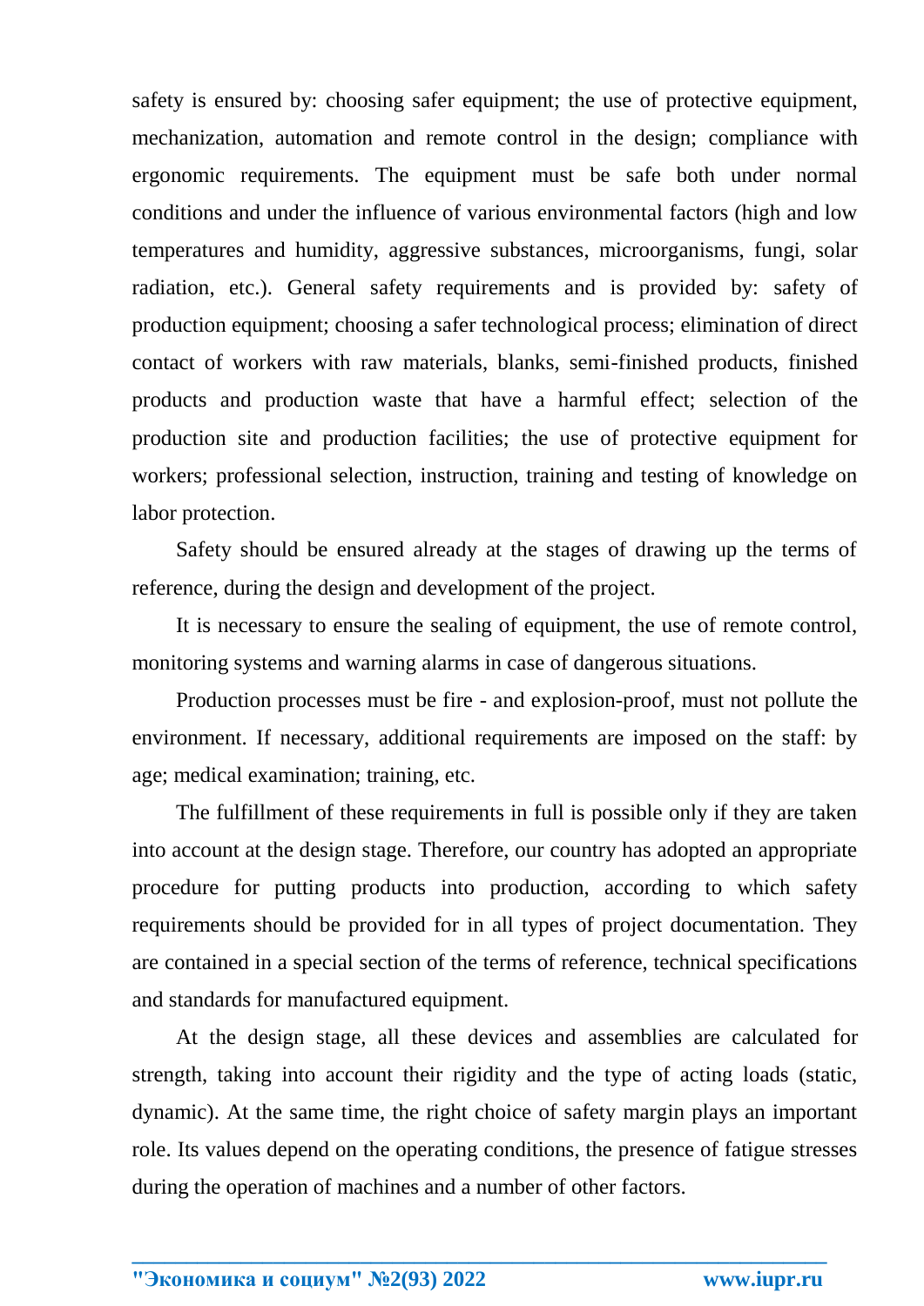safety is ensured by: choosing safer equipment; the use of protective equipment, mechanization, automation and remote control in the design; compliance with ergonomic requirements. The equipment must be safe both under normal conditions and under the influence of various environmental factors (high and low temperatures and humidity, aggressive substances, microorganisms, fungi, solar radiation, etc.). General safety requirements and is provided by: safety of production equipment; choosing a safer technological process; elimination of direct contact of workers with raw materials, blanks, semi-finished products, finished products and production waste that have a harmful effect; selection of the production site and production facilities; the use of protective equipment for workers; professional selection, instruction, training and testing of knowledge on labor protection.

Safety should be ensured already at the stages of drawing up the terms of reference, during the design and development of the project.

It is necessary to ensure the sealing of equipment, the use of remote control, monitoring systems and warning alarms in case of dangerous situations.

Production processes must be fire - and explosion-proof, must not pollute the environment. If necessary, additional requirements are imposed on the staff: by age; medical examination; training, etc.

The fulfillment of these requirements in full is possible only if they are taken into account at the design stage. Therefore, our country has adopted an appropriate procedure for putting products into production, according to which safety requirements should be provided for in all types of project documentation. They are contained in a special section of the terms of reference, technical specifications and standards for manufactured equipment.

At the design stage, all these devices and assemblies are calculated for strength, taking into account their rigidity and the type of acting loads (static, dynamic). At the same time, the right choice of safety margin plays an important role. Its values depend on the operating conditions, the presence of fatigue stresses during the operation of machines and a number of other factors.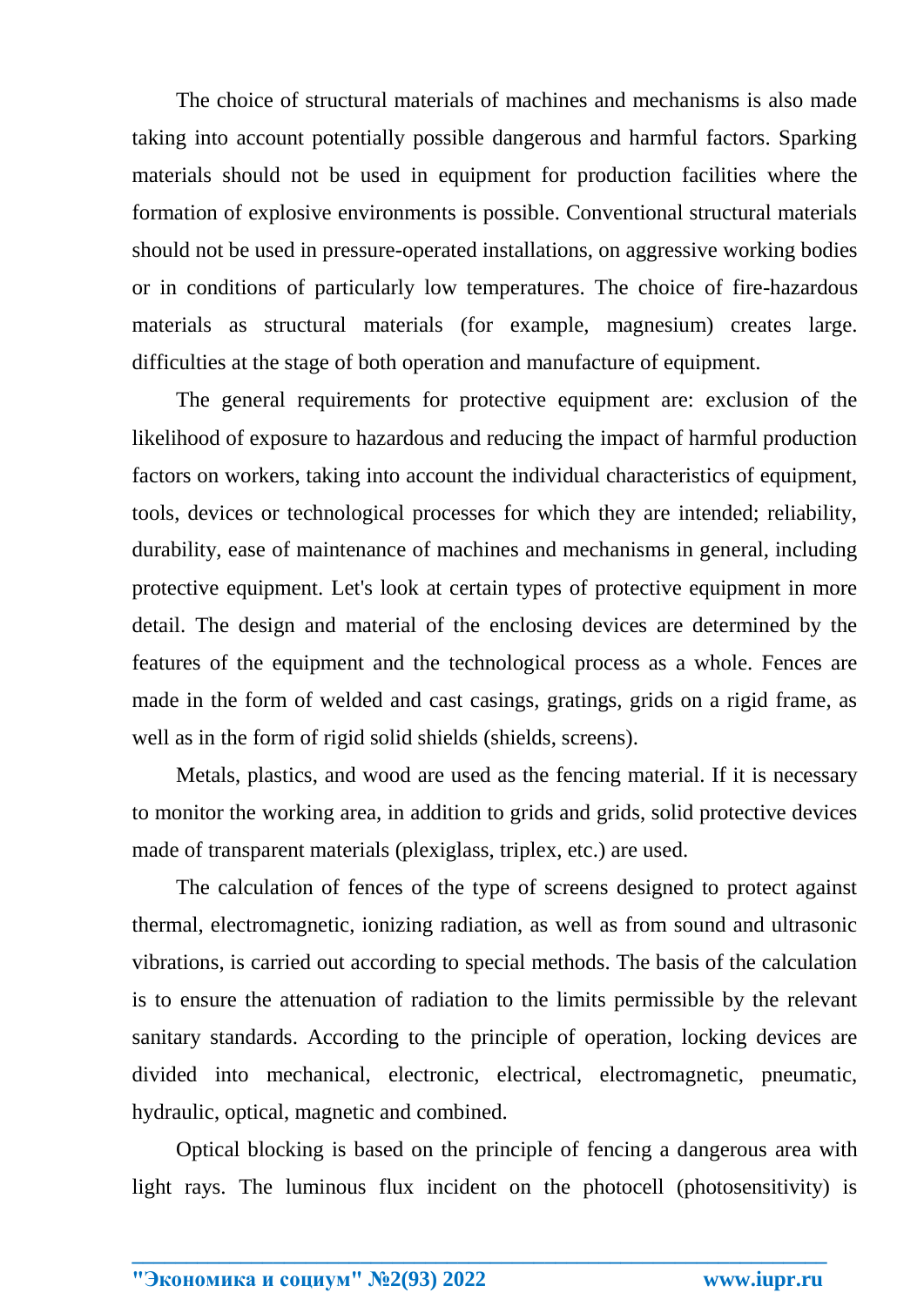The choice of structural materials of machines and mechanisms is also made taking into account potentially possible dangerous and harmful factors. Sparking materials should not be used in equipment for production facilities where the formation of explosive environments is possible. Conventional structural materials should not be used in pressure-operated installations, on aggressive working bodies or in conditions of particularly low temperatures. The choice of fire-hazardous materials as structural materials (for example, magnesium) creates large. difficulties at the stage of both operation and manufacture of equipment.

The general requirements for protective equipment are: exclusion of the likelihood of exposure to hazardous and reducing the impact of harmful production factors on workers, taking into account the individual characteristics of equipment, tools, devices or technological processes for which they are intended; reliability, durability, ease of maintenance of machines and mechanisms in general, including protective equipment. Let's look at certain types of protective equipment in more detail. The design and material of the enclosing devices are determined by the features of the equipment and the technological process as a whole. Fences are made in the form of welded and cast casings, gratings, grids on a rigid frame, as well as in the form of rigid solid shields (shields, screens).

Metals, plastics, and wood are used as the fencing material. If it is necessary to monitor the working area, in addition to grids and grids, solid protective devices made of transparent materials (plexiglass, triplex, etc.) are used.

The calculation of fences of the type of screens designed to protect against thermal, electromagnetic, ionizing radiation, as well as from sound and ultrasonic vibrations, is carried out according to special methods. The basis of the calculation is to ensure the attenuation of radiation to the limits permissible by the relevant sanitary standards. According to the principle of operation, locking devices are divided into mechanical, electronic, electrical, electromagnetic, pneumatic, hydraulic, optical, magnetic and combined.

Optical blocking is based on the principle of fencing a dangerous area with light rays. The luminous flux incident on the photocell (photosensitivity) is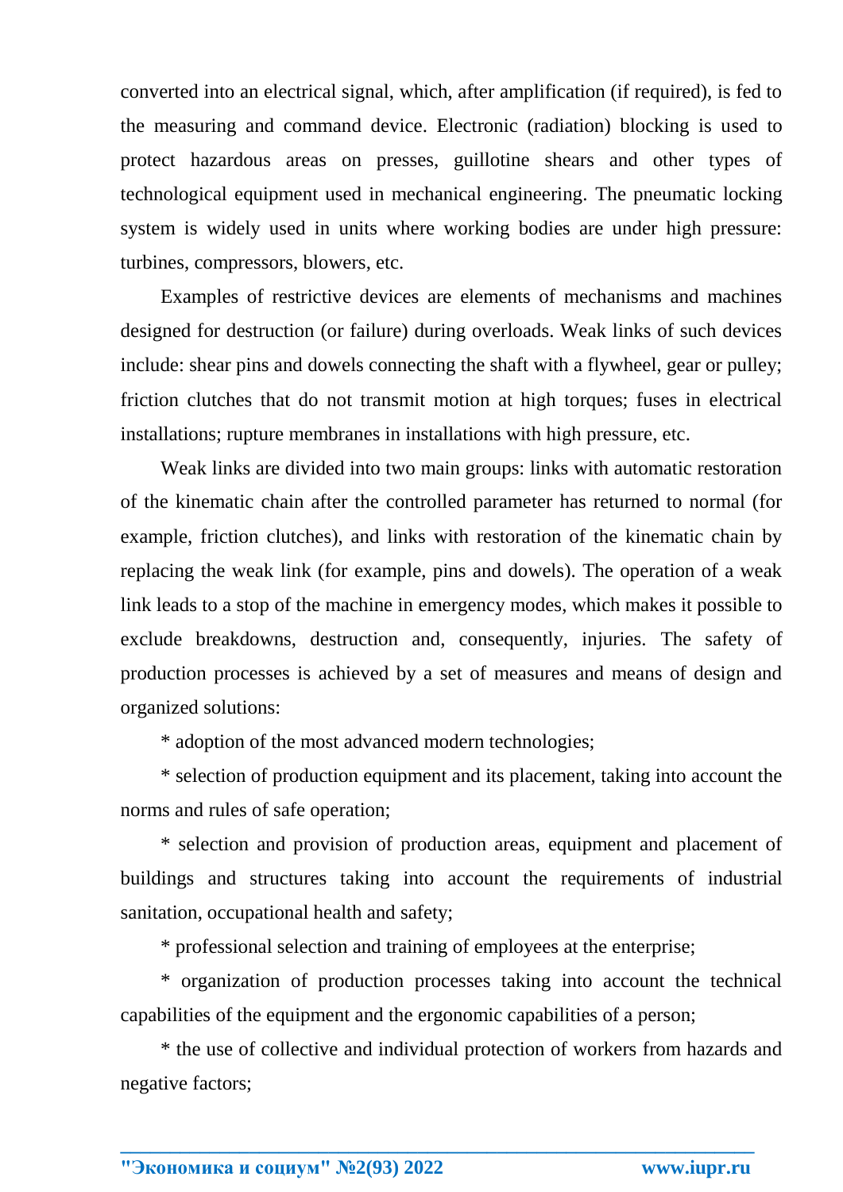converted into an electrical signal, which, after amplification (if required), is fed to the measuring and command device. Electronic (radiation) blocking is used to protect hazardous areas on presses, guillotine shears and other types of technological equipment used in mechanical engineering. The pneumatic locking system is widely used in units where working bodies are under high pressure: turbines, compressors, blowers, etc.

Examples of restrictive devices are elements of mechanisms and machines designed for destruction (or failure) during overloads. Weak links of such devices include: shear pins and dowels connecting the shaft with a flywheel, gear or pulley; friction clutches that do not transmit motion at high torques; fuses in electrical installations; rupture membranes in installations with high pressure, etc.

Weak links are divided into two main groups: links with automatic restoration of the kinematic chain after the controlled parameter has returned to normal (for example, friction clutches), and links with restoration of the kinematic chain by replacing the weak link (for example, pins and dowels). The operation of a weak link leads to a stop of the machine in emergency modes, which makes it possible to exclude breakdowns, destruction and, consequently, injuries. The safety of production processes is achieved by a set of measures and means of design and organized solutions:

* adoption of the most advanced modern technologies;

* selection of production equipment and its placement, taking into account the norms and rules of safe operation;

* selection and provision of production areas, equipment and placement of buildings and structures taking into account the requirements of industrial sanitation, occupational health and safety;

* professional selection and training of employees at the enterprise;

* organization of production processes taking into account the technical capabilities of the equipment and the ergonomic capabilities of a person;

* the use of collective and individual protection of workers from hazards and negative factors;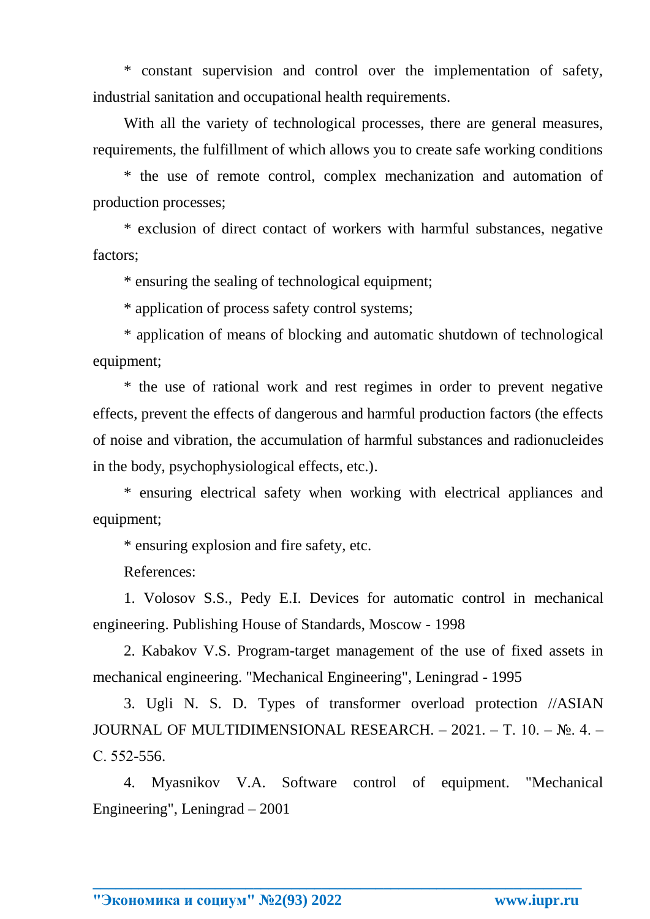* constant supervision and control over the implementation of safety, industrial sanitation and occupational health requirements.

With all the variety of technological processes, there are general measures, requirements, the fulfillment of which allows you to create safe working conditions

* the use of remote control, complex mechanization and automation of production processes;

* exclusion of direct contact of workers with harmful substances, negative factors;

* ensuring the sealing of technological equipment;

* application of process safety control systems;

* application of means of blocking and automatic shutdown of technological equipment;

* the use of rational work and rest regimes in order to prevent negative effects, prevent the effects of dangerous and harmful production factors (the effects of noise and vibration, the accumulation of harmful substances and radionucleides in the body, psychophysiological effects, etc.).

* ensuring electrical safety when working with electrical appliances and equipment;

* ensuring explosion and fire safety, etc.

References:

1. Volosov S.S., Pedy E.I. Devices for automatic control in mechanical engineering. Publishing House of Standards, Moscow - 1998

2. Kabakov V.S. Program-target management of the use of fixed assets in mechanical engineering. "Mechanical Engineering", Leningrad - 1995

3. Ugli N. S. D. Types of transformer overload protection //ASIAN JOURNAL OF MULTIDIMENSIONAL RESEARCH. – 2021. – Т. 10. – №. 4. – С. 552-556.

4. Myasnikov V.A. Software control of equipment. "Mechanical Engineering", Leningrad – 2001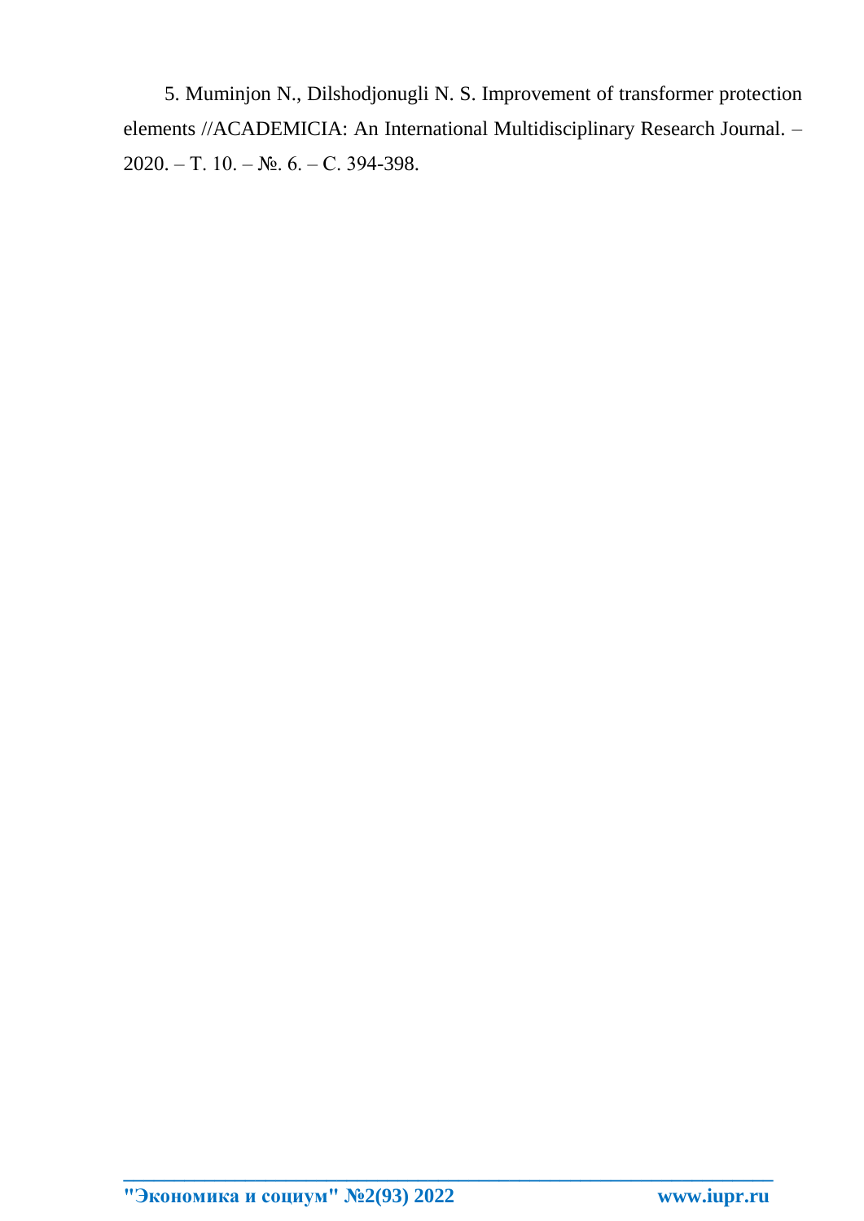5. Muminjon N., Dilshodjonugli N. S. Improvement of transformer protection elements //ACADEMICIA: An International Multidisciplinary Research Journal. – 2020. – T. 10. – №. 6. – C. 394-398.